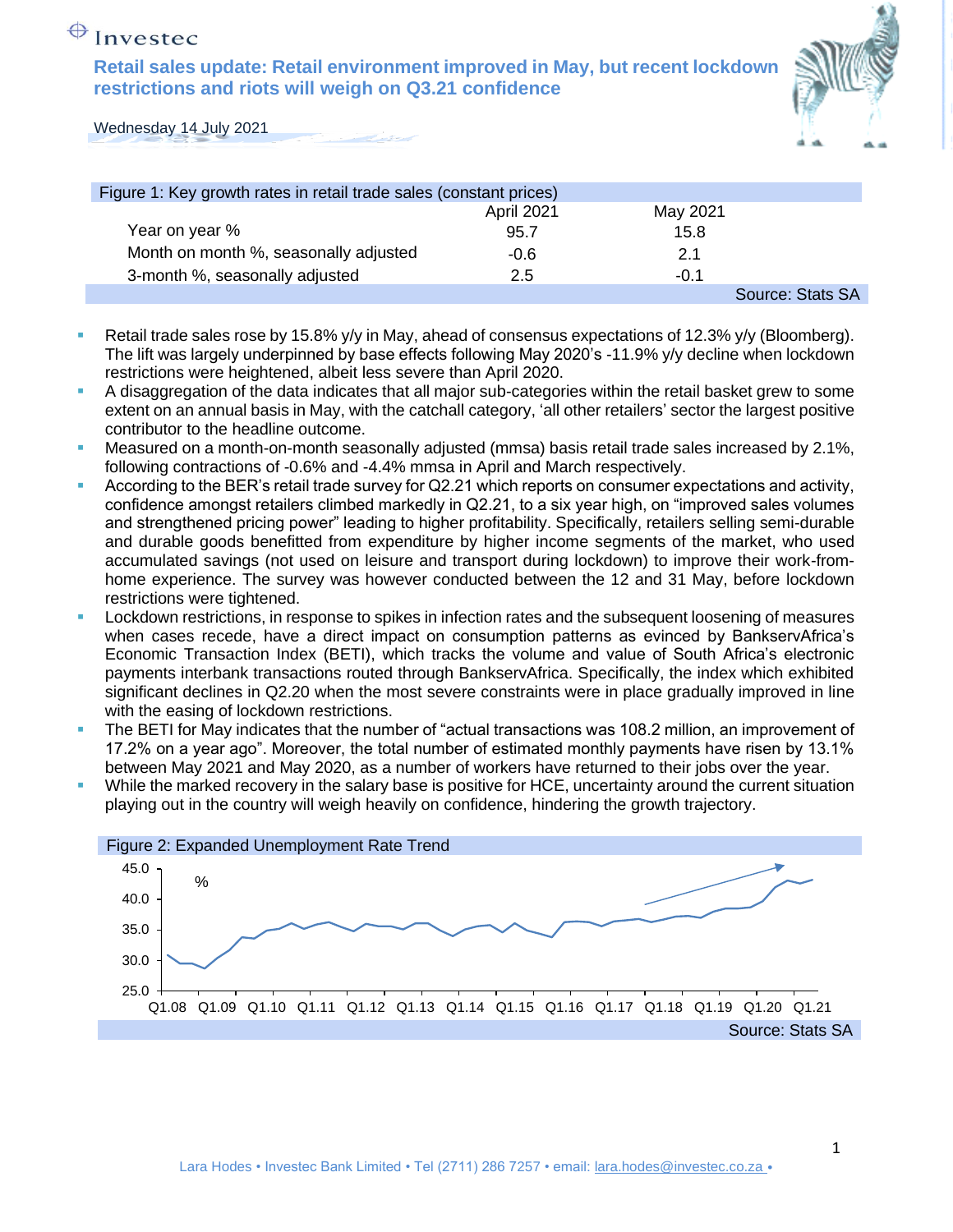Investec

# Retail sales update: Retail environment improved in May, but recent lockdown restrictions and riots will weigh on Q3.21 confidence

Wednesday 14 July 2021

Figure 1: Key growth rates in retail trade sales (constant prices)

| | April 2021 | May 2021 |
|---|---|---|
| Year on year % | 95.7 | 15.8 |
| Month on month %, seasonally adjusted | -0.6 | 2.1 |
| 3-month %, seasonally adjusted | 2.5 | -0.1 |

Source: Stats SA

- Retail trade sales rose by 15.8% y/y in May, ahead of consensus expectations of 12.3% y/y (Bloomberg). The lift was largely underpinned by base effects following May 2020's -11.9% y/y decline when lockdown restrictions were heightened, albeit less severe than April 2020.
- A disaggregation of the data indicates that all major sub-categories within the retail basket grew to some extent on an annual basis in May, with the catchall category, 'all other retailers' sector the largest positive contributor to the headline outcome.
- Measured on a month-on-month seasonally adjusted (mmsa) basis retail trade sales increased by 2.1%, following contractions of -0.6% and -4.4% mmsa in April and March respectively.
- According to the BER's retail trade survey for Q2.21 which reports on consumer expectations and activity, confidence amongst retailers climbed markedly in Q2.21, to a six year high, on "improved sales volumes and strengthened pricing power" leading to higher profitability. Specifically, retailers selling semi-durable and durable goods benefitted from expenditure by higher income segments of the market, who used accumulated savings (not used on leisure and transport during lockdown) to improve their work-from-home experience. The survey was however conducted between the 12 and 31 May, before lockdown restrictions were tightened.
- Lockdown restrictions, in response to spikes in infection rates and the subsequent loosening of measures when cases recede, have a direct impact on consumption patterns as evinced by BankservAfrica's Economic Transaction Index (BETI), which tracks the volume and value of South Africa's electronic payments interbank transactions routed through BankservAfrica. Specifically, the index which exhibited significant declines in Q2.20 when the most severe constraints were in place gradually improved in line with the easing of lockdown restrictions.
- The BETI for May indicates that the number of "actual transactions was 108.2 million, an improvement of 17.2% on a year ago". Moreover, the total number of estimated monthly payments have risen by 13.1% between May 2021 and May 2020, as a number of workers have returned to their jobs over the year.
- While the marked recovery in the salary base is positive for HCE, uncertainty around the current situation playing out in the country will weigh heavily on confidence, hindering the growth trajectory.

Figure 2: Expanded Unemployment Rate Trend

Source: Stats SA

Lara Hodes • Investec Bank Limited • Tel (2711) 286 7257 • email: lara.hodes@investec.co.za •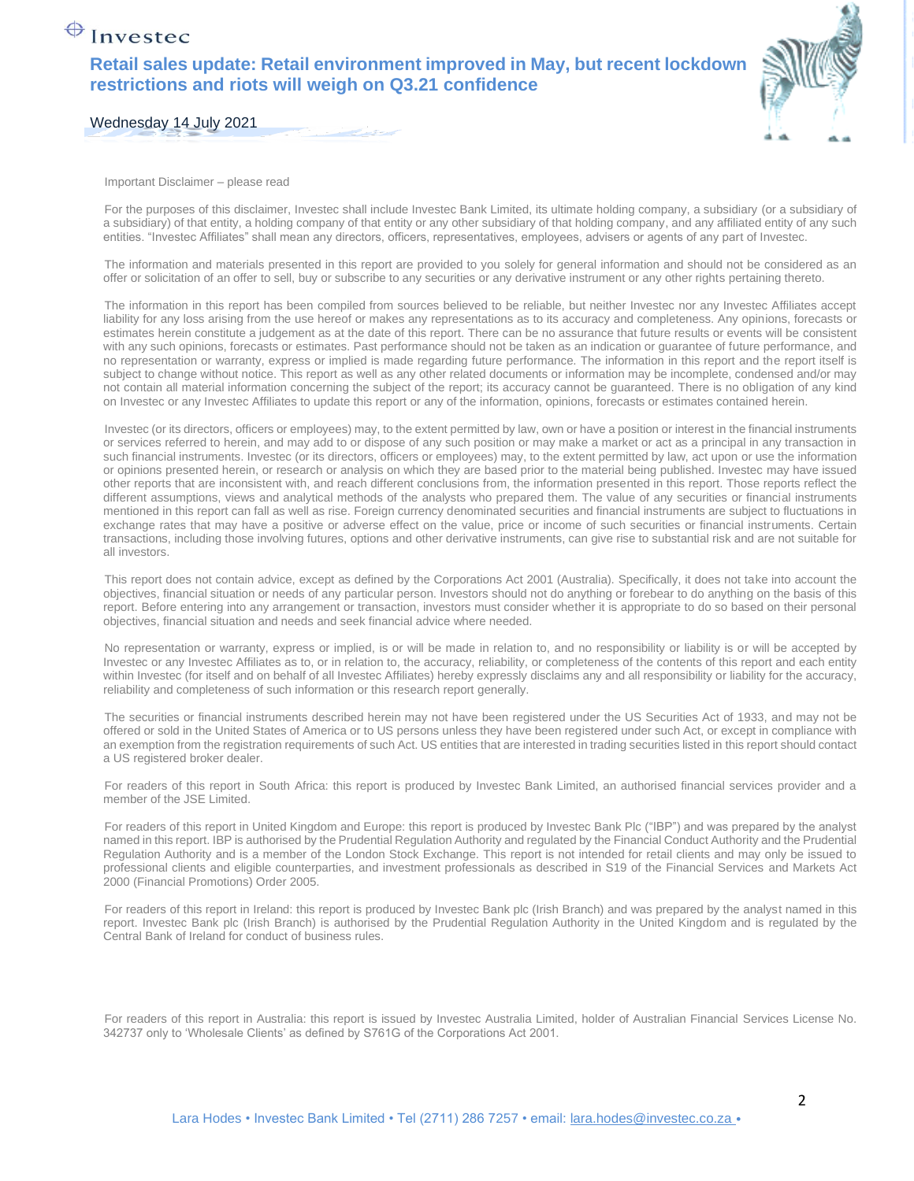Important Disclaimer – please read

For the purposes of this disclaimer, Investec shall include Investec Bank Limited, its ultimate holding company, a subsidiary (or a subsidiary of a subsidiary) of that entity, a holding company of that entity or any other subsidiary of that holding company, and any affiliated entity of any such entities. "Investec Affiliates" shall mean any directors, officers, representatives, employees, advisers or agents of any part of Investec.

The information and materials presented in this report are provided to you solely for general information and should not be considered as an offer or solicitation of an offer to sell, buy or subscribe to any securities or any derivative instrument or any other rights pertaining thereto.

The information in this report has been compiled from sources believed to be reliable, but neither Investec nor any Investec Affiliates accept liability for any loss arising from the use hereof or makes any representations as to its accuracy and completeness. Any opinions, forecasts or estimates herein constitute a judgement as at the date of this report. There can be no assurance that future results or events will be consistent with any such opinions, forecasts or estimates. Past performance should not be taken as an indication or guarantee of future performance, and no representation or warranty, express or implied is made regarding future performance. The information in this report and the report itself is subject to change without notice. This report as well as any other related documents or information may be incomplete, condensed and/or may not contain all material information concerning the subject of the report; its accuracy cannot be guaranteed. There is no obligation of any kind on Investec or any Investec Affiliates to update this report or any of the information, opinions, forecasts or estimates contained herein.

Investec (or its directors, officers or employees) may, to the extent permitted by law, own or have a position or interest in the financial instruments or services referred to herein, and may add to or dispose of any such position or may make a market or act as a principal in any transaction in such financial instruments. Investec (or its directors, officers or employees) may, to the extent permitted by law, act upon or use the information or opinions presented herein, or research or analysis on which they are based prior to the material being published. Investec may have issued other reports that are inconsistent with, and reach different conclusions from, the information presented in this report. Those reports reflect the different assumptions, views and analytical methods of the analysts who prepared them. The value of any securities or financial instruments mentioned in this report can fall as well as rise. Foreign currency denominated securities and financial instruments are subject to fluctuations in exchange rates that may have a positive or adverse effect on the value, price or income of such securities or financial instruments. Certain transactions, including those involving futures, options and other derivative instruments, can give rise to substantial risk and are not suitable for all investors.

This report does not contain advice, except as defined by the Corporations Act 2001 (Australia). Specifically, it does not take into account the objectives, financial situation or needs of any particular person. Investors should not do anything or forebear to do anything on the basis of this report. Before entering into any arrangement or transaction, investors must consider whether it is appropriate to do so based on their personal objectives, financial situation and needs and seek financial advice where needed.

No representation or warranty, express or implied, is or will be made in relation to, and no responsibility or liability is or will be accepted by Investec or any Investec Affiliates as to, or in relation to, the accuracy, reliability, or completeness of the contents of this report and each entity within Investec (for itself and on behalf of all Investec Affiliates) hereby expressly disclaims any and all responsibility or liability for the accuracy, reliability and completeness of such information or this research report generally.

The securities or financial instruments described herein may not have been registered under the US Securities Act of 1933, and may not be offered or sold in the United States of America or to US persons unless they have been registered under such Act, or except in compliance with an exemption from the registration requirements of such Act. US entities that are interested in trading securities listed in this report should contact a US registered broker dealer.

For readers of this report in South Africa: this report is produced by Investec Bank Limited, an authorised financial services provider and a member of the JSE Limited.

For readers of this report in United Kingdom and Europe: this report is produced by Investec Bank Plc ("IBP") and was prepared by the analyst named in this report. IBP is authorised by the Prudential Regulation Authority and regulated by the Financial Conduct Authority and the Prudential Regulation Authority and is a member of the London Stock Exchange. This report is not intended for retail clients and may only be issued to professional clients and eligible counterparties, and investment professionals as described in S19 of the Financial Services and Markets Act 2000 (Financial Promotions) Order 2005.

For readers of this report in Ireland: this report is produced by Investec Bank plc (Irish Branch) and was prepared by the analyst named in this report. Investec Bank plc (Irish Branch) is authorised by the Prudential Regulation Authority in the United Kingdom and is regulated by the Central Bank of Ireland for conduct of business rules.

For readers of this report in Australia: this report is issued by Investec Australia Limited, holder of Australian Financial Services License No. 342737 only to 'Wholesale Clients' as defined by S761G of the Corporations Act 2001.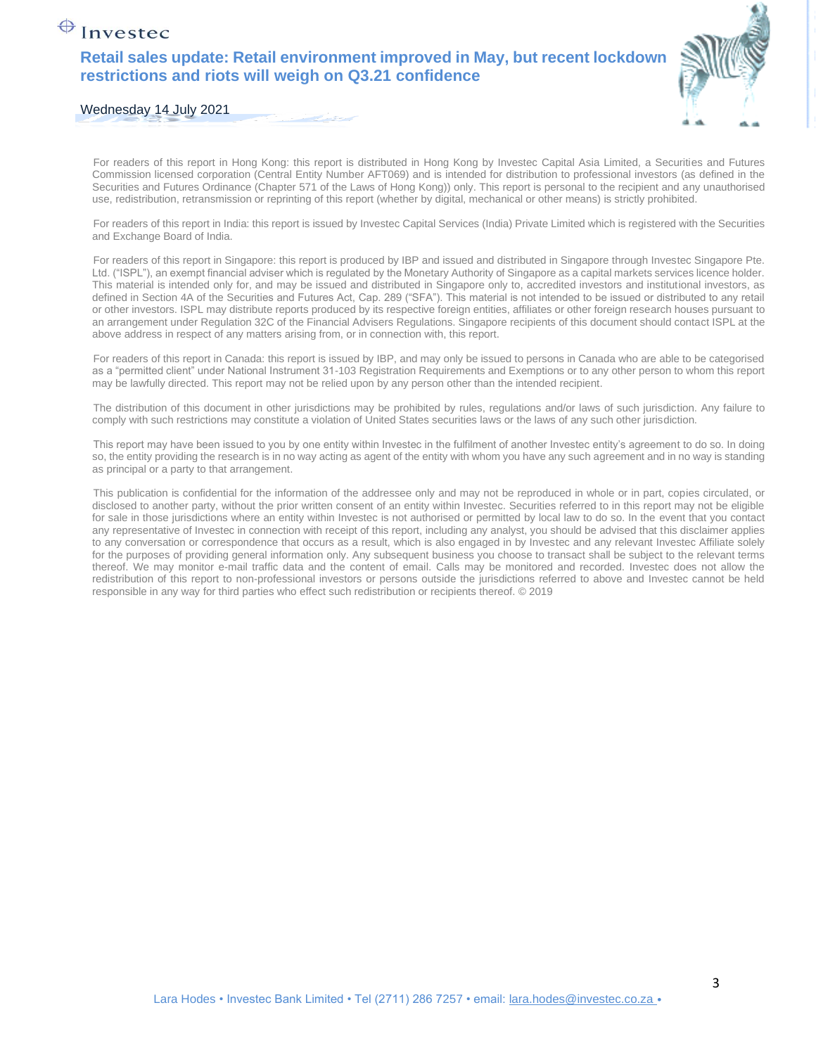For readers of this report in Hong Kong: this report is distributed in Hong Kong by Investec Capital Asia Limited, a Securities and Futures Commission licensed corporation (Central Entity Number AFT069) and is intended for distribution to professional investors (as defined in the Securities and Futures Ordinance (Chapter 571 of the Laws of Hong Kong)) only. This report is personal to the recipient and any unauthorised use, redistribution, retransmission or reprinting of this report (whether by digital, mechanical or other means) is strictly prohibited.

For readers of this report in India: this report is issued by Investec Capital Services (India) Private Limited which is registered with the Securities and Exchange Board of India.

For readers of this report in Singapore: this report is produced by IBP and issued and distributed in Singapore through Investec Singapore Pte. Ltd. ("ISPL"), an exempt financial adviser which is regulated by the Monetary Authority of Singapore as a capital markets services licence holder. This material is intended only for, and may be issued and distributed in Singapore only to, accredited investors and institutional investors, as defined in Section 4A of the Securities and Futures Act, Cap. 289 ("SFA"). This material is not intended to be issued or distributed to any retail or other investors. ISPL may distribute reports produced by its respective foreign entities, affiliates or other foreign research houses pursuant to an arrangement under Regulation 32C of the Financial Advisers Regulations. Singapore recipients of this document should contact ISPL at the above address in respect of any matters arising from, or in connection with, this report.

For readers of this report in Canada: this report is issued by IBP, and may only be issued to persons in Canada who are able to be categorised as a "permitted client" under National Instrument 31-103 Registration Requirements and Exemptions or to any other person to whom this report may be lawfully directed. This report may not be relied upon by any person other than the intended recipient.

The distribution of this document in other jurisdictions may be prohibited by rules, regulations and/or laws of such jurisdiction. Any failure to comply with such restrictions may constitute a violation of United States securities laws or the laws of any such other jurisdiction.

This report may have been issued to you by one entity within Investec in the fulfilment of another Investec entity's agreement to do so. In doing so, the entity providing the research is in no way acting as agent of the entity with whom you have any such agreement and in no way is standing as principal or a party to that arrangement.

This publication is confidential for the information of the addressee only and may not be reproduced in whole or in part, copies circulated, or disclosed to another party, without the prior written consent of an entity within Investec. Securities referred to in this report may not be eligible for sale in those jurisdictions where an entity within Investec is not authorised or permitted by local law to do so. In the event that you contact any representative of Investec in connection with receipt of this report, including any analyst, you should be advised that this disclaimer applies to any conversation or correspondence that occurs as a result, which is also engaged in by Investec and any relevant Investec Affiliate solely for the purposes of providing general information only. Any subsequent business you choose to transact shall be subject to the relevant terms thereof. We may monitor e-mail traffic data and the content of email. Calls may be monitored and recorded. Investec does not allow the redistribution of this report to non-professional investors or persons outside the jurisdictions referred to above and Investec cannot be held responsible in any way for third parties who effect such redistribution or recipients thereof. © 2019